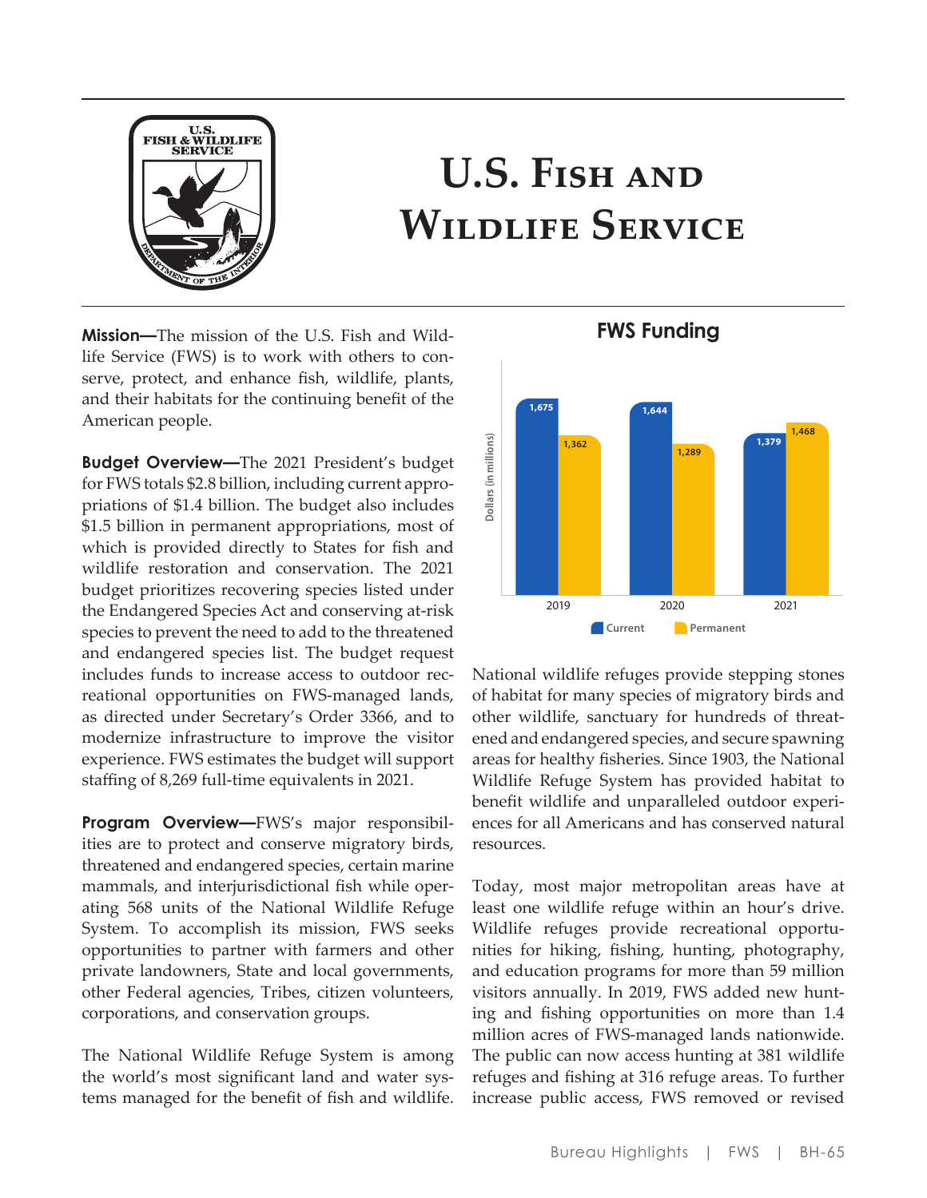# U.S. Fish and Wildlife Service

**Mission—**The mission of the U.S. Fish and Wildlife Service (FWS) is to work with others to conserve, protect, and enhance fish, wildlife, plants, and their habitats for the continuing benefit of the American people.

**Budget Overview—**The 2021 President's budget for FWS totals $2.8 billion, including current appropriations of $1.4 billion. The budget also includes $1.5 billion in permanent appropriations, most of which is provided directly to States for fish and wildlife restoration and conservation. The 2021 budget prioritizes recovering species listed under the Endangered Species Act and conserving at-risk species to prevent the need to add to the threatened and endangered species list. The budget request includes funds to increase access to outdoor recreational opportunities on FWS-managed lands, as directed under Secretary's Order 3366, and to modernize infrastructure to improve the visitor experience. FWS estimates the budget will support staffing of 8,269 full-time equivalents in 2021.

**Program Overview—**FWS's major responsibilities are to protect and conserve migratory birds, threatened and endangered species, certain marine mammals, and interjurisdictional fish while operating 568 units of the National Wildlife Refuge System. To accomplish its mission, FWS seeks opportunities to partner with farmers and other private landowners, State and local governments, other Federal agencies, Tribes, citizen volunteers, corporations, and conservation groups.

The National Wildlife Refuge System is among the world's most significant land and water systems managed for the benefit of fish and wildlife.

**FWS Funding**

Dollars (in millions)

| Year | Current | Permanent |
|---|---|---|
| 2019 | 1,675 | 1,362 |
| 2020 | 1,644 | 1,289 |
| 2021 | 1,379 | 1,468 |

National wildlife refuges provide stepping stones of habitat for many species of migratory birds and other wildlife, sanctuary for hundreds of threatened and endangered species, and secure spawning areas for healthy fisheries. Since 1903, the National Wildlife Refuge System has provided habitat to benefit wildlife and unparalleled outdoor experiences for all Americans and has conserved natural resources.

Today, most major metropolitan areas have at least one wildlife refuge within an hour's drive. Wildlife refuges provide recreational opportunities for hiking, fishing, hunting, photography, and education programs for more than 59 million visitors annually. In 2019, FWS added new hunting and fishing opportunities on more than 1.4 million acres of FWS-managed lands nationwide. The public can now access hunting at 381 wildlife refuges and fishing at 316 refuge areas. To further increase public access, FWS removed or revised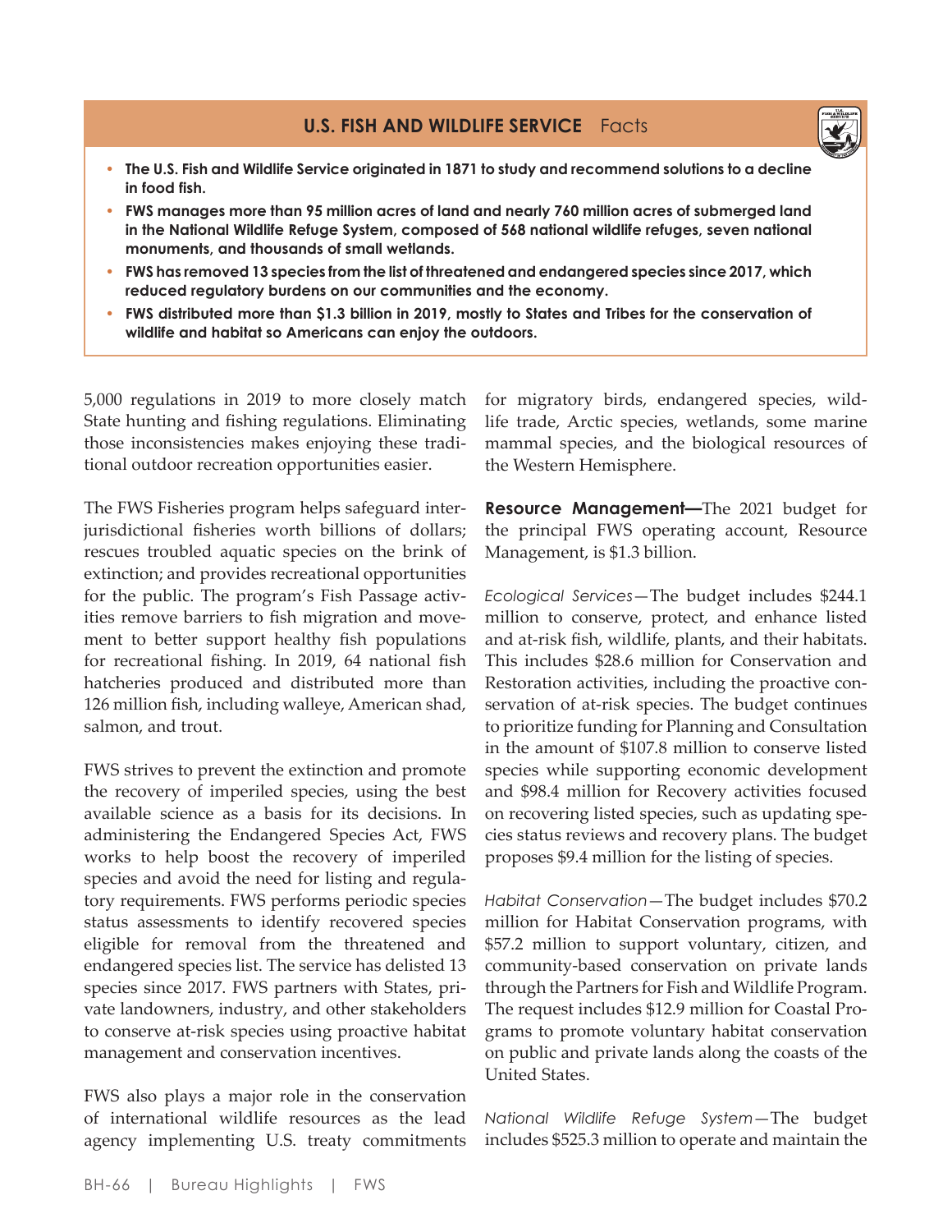## U.S. FISH AND WILDLIFE SERVICE Facts

- **The U.S. Fish and Wildlife Service originated in 1871 to study and recommend solutions to a decline in food fish.**
- **FWS manages more than 95 million acres of land and nearly 760 million acres of submerged land in the National Wildlife Refuge System, composed of 568 national wildlife refuges, seven national monuments, and thousands of small wetlands.**
- **FWS has removed 13 species from the list of threatened and endangered species since 2017, which reduced regulatory burdens on our communities and the economy.**
- **FWS distributed more than $1.3 billion in 2019, mostly to States and Tribes for the conservation of wildlife and habitat so Americans can enjoy the outdoors.**

5,000 regulations in 2019 to more closely match State hunting and fishing regulations. Eliminating those inconsistencies makes enjoying these traditional outdoor recreation opportunities easier.

The FWS Fisheries program helps safeguard interjurisdictional fisheries worth billions of dollars; rescues troubled aquatic species on the brink of extinction; and provides recreational opportunities for the public. The program's Fish Passage activities remove barriers to fish migration and movement to better support healthy fish populations for recreational fishing. In 2019, 64 national fish hatcheries produced and distributed more than 126 million fish, including walleye, American shad, salmon, and trout.

FWS strives to prevent the extinction and promote the recovery of imperiled species, using the best available science as a basis for its decisions. In administering the Endangered Species Act, FWS works to help boost the recovery of imperiled species and avoid the need for listing and regulatory requirements. FWS performs periodic species status assessments to identify recovered species eligible for removal from the threatened and endangered species list. The service has delisted 13 species since 2017. FWS partners with States, private landowners, industry, and other stakeholders to conserve at-risk species using proactive habitat management and conservation incentives.

FWS also plays a major role in the conservation of international wildlife resources as the lead agency implementing U.S. treaty commitments for migratory birds, endangered species, wildlife trade, Arctic species, wetlands, some marine mammal species, and the biological resources of the Western Hemisphere.

**Resource Management—**The 2021 budget for the principal FWS operating account, Resource Management, is $1.3 billion.

*Ecological Services*—The budget includes $244.1 million to conserve, protect, and enhance listed and at-risk fish, wildlife, plants, and their habitats. This includes $28.6 million for Conservation and Restoration activities, including the proactive conservation of at-risk species. The budget continues to prioritize funding for Planning and Consultation in the amount of $107.8 million to conserve listed species while supporting economic development and $98.4 million for Recovery activities focused on recovering listed species, such as updating species status reviews and recovery plans. The budget proposes $9.4 million for the listing of species.

*Habitat Conservation*—The budget includes $70.2 million for Habitat Conservation programs, with $57.2 million to support voluntary, citizen, and community-based conservation on private lands through the Partners for Fish and Wildlife Program. The request includes $12.9 million for Coastal Programs to promote voluntary habitat conservation on public and private lands along the coasts of the United States.

*National Wildlife Refuge System*—The budget includes $525.3 million to operate and maintain the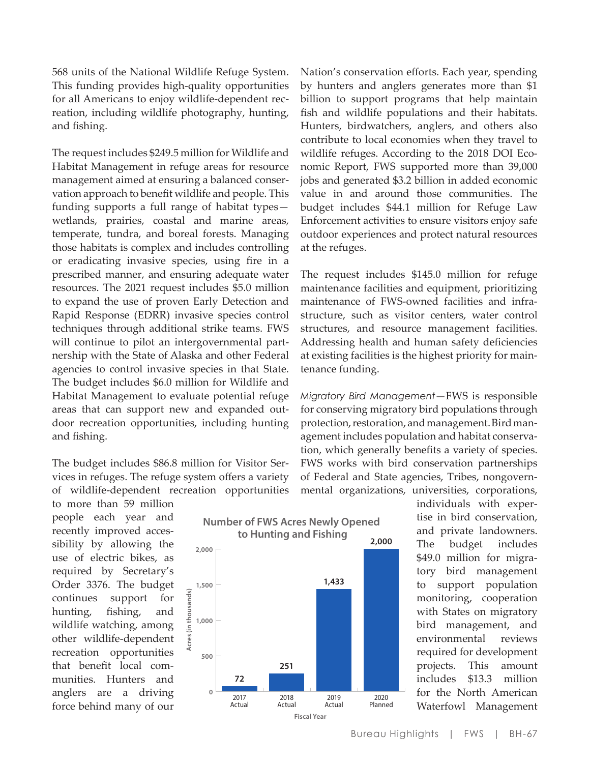568 units of the National Wildlife Refuge System. This funding provides high-quality opportunities for all Americans to enjoy wildlife-dependent recreation, including wildlife photography, hunting, and fishing.

The request includes $249.5 million for Wildlife and Habitat Management in refuge areas for resource management aimed at ensuring a balanced conservation approach to benefit wildlife and people. This funding supports a full range of habitat types—wetlands, prairies, coastal and marine areas, temperate, tundra, and boreal forests. Managing those habitats is complex and includes controlling or eradicating invasive species, using fire in a prescribed manner, and ensuring adequate water resources. The 2021 request includes $5.0 million to expand the use of proven Early Detection and Rapid Response (EDRR) invasive species control techniques through additional strike teams. FWS will continue to pilot an intergovernmental partnership with the State of Alaska and other Federal agencies to control invasive species in that State. The budget includes $6.0 million for Wildlife and Habitat Management to evaluate potential refuge areas that can support new and expanded outdoor recreation opportunities, including hunting and fishing.

The budget includes $86.8 million for Visitor Services in refuges. The refuge system offers a variety of wildlife-dependent recreation opportunities to more than 59 million people each year and recently improved accessibility by allowing the use of electric bikes, as required by Secretary's Order 3376. The budget continues support for hunting, fishing, and wildlife watching, among other wildlife-dependent recreation opportunities that benefit local communities. Hunters and anglers are a driving force behind many of our Nation's conservation efforts. Each year, spending by hunters and anglers generates more than $1 billion to support programs that help maintain fish and wildlife populations and their habitats. Hunters, birdwatchers, anglers, and others also contribute to local economies when they travel to wildlife refuges. According to the 2018 DOI Economic Report, FWS supported more than 39,000 jobs and generated $3.2 billion in added economic value in and around those communities. The budget includes $44.1 million for Refuge Law Enforcement activities to ensure visitors enjoy safe outdoor experiences and protect natural resources at the refuges.

**Number of FWS Acres Newly Opened to Hunting and Fishing**

| Fiscal Year | Acres (in thousands) |
|---|---|
| 2017 Actual | 72 |
| 2018 Actual | 251 |
| 2019 Actual | 1,433 |
| 2020 Planned | 2,000 |

The request includes $145.0 million for refuge maintenance facilities and equipment, prioritizing maintenance of FWS-owned facilities and infrastructure, such as visitor centers, water control structures, and resource management facilities. Addressing health and human safety deficiencies at existing facilities is the highest priority for maintenance funding.

*Migratory Bird Management*—FWS is responsible for conserving migratory bird populations through protection, restoration, and management. Bird management includes population and habitat conservation, which generally benefits a variety of species. FWS works with bird conservation partnerships of Federal and State agencies, Tribes, nongovernmental organizations, universities, corporations, individuals with expertise in bird conservation, and private landowners. The budget includes $49.0 million for migratory bird management to support population monitoring, cooperation with States on migratory bird management, and environmental reviews required for development projects. This amount includes $13.3 million for the North American Waterfowl Management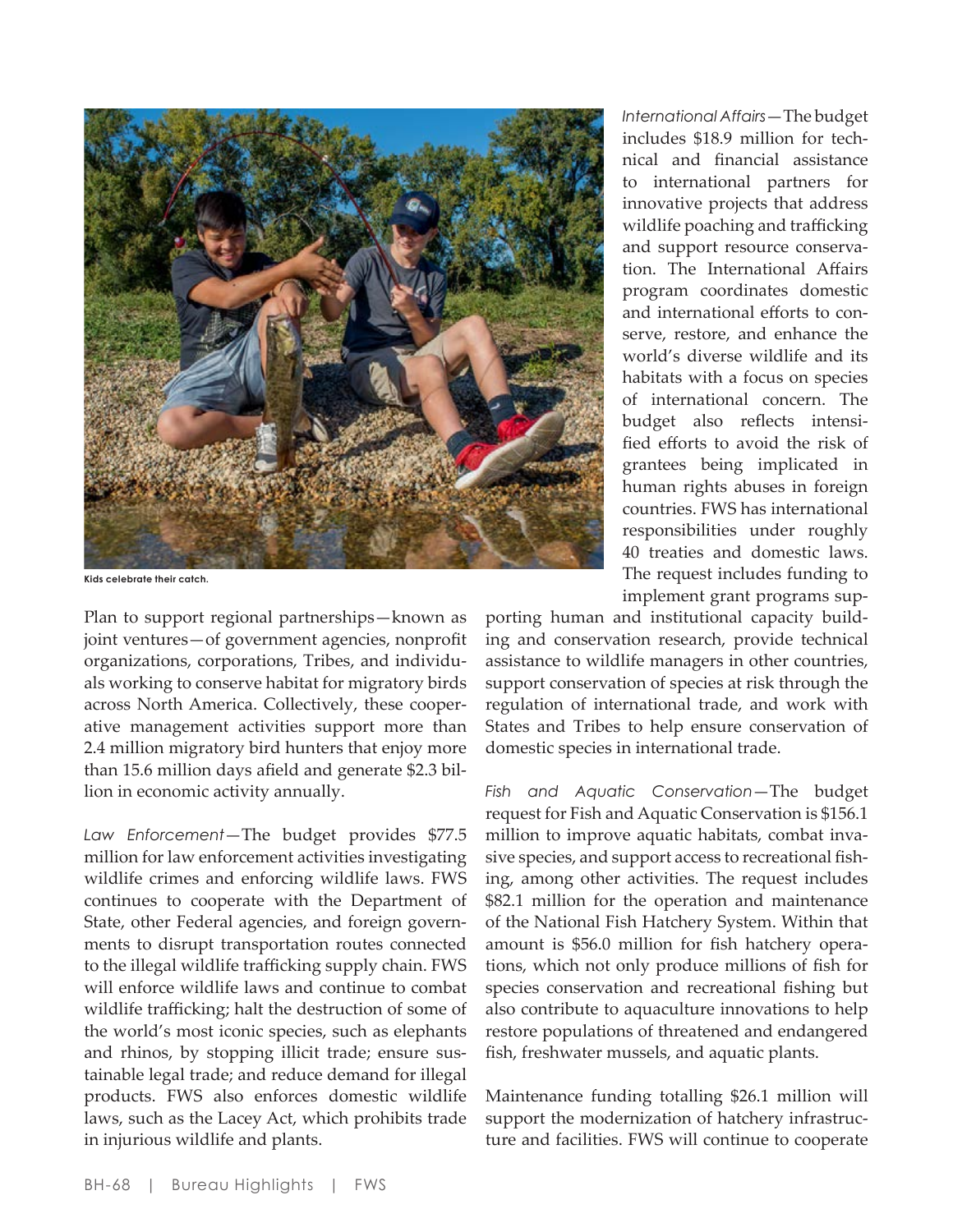Kids celebrate their catch.

Plan to support regional partnerships—known as joint ventures—of government agencies, nonprofit organizations, corporations, Tribes, and individuals working to conserve habitat for migratory birds across North America. Collectively, these cooperative management activities support more than 2.4 million migratory bird hunters that enjoy more than 15.6 million days afield and generate $2.3 billion in economic activity annually.

*Law Enforcement*—The budget provides $77.5 million for law enforcement activities investigating wildlife crimes and enforcing wildlife laws. FWS continues to cooperate with the Department of State, other Federal agencies, and foreign governments to disrupt transportation routes connected to the illegal wildlife trafficking supply chain. FWS will enforce wildlife laws and continue to combat wildlife trafficking; halt the destruction of some of the world's most iconic species, such as elephants and rhinos, by stopping illicit trade; ensure sustainable legal trade; and reduce demand for illegal products. FWS also enforces domestic wildlife laws, such as the Lacey Act, which prohibits trade in injurious wildlife and plants.

*International Affairs*—The budget includes $18.9 million for technical and financial assistance to international partners for innovative projects that address wildlife poaching and trafficking and support resource conservation. The International Affairs program coordinates domestic and international efforts to conserve, restore, and enhance the world's diverse wildlife and its habitats with a focus on species of international concern. The budget also reflects intensified efforts to avoid the risk of grantees being implicated in human rights abuses in foreign countries. FWS has international responsibilities under roughly 40 treaties and domestic laws. The request includes funding to implement grant programs supporting human and institutional capacity building and conservation research, provide technical assistance to wildlife managers in other countries, support conservation of species at risk through the regulation of international trade, and work with States and Tribes to help ensure conservation of domestic species in international trade.

*Fish and Aquatic Conservation*—The budget request for Fish and Aquatic Conservation is $156.1 million to improve aquatic habitats, combat invasive species, and support access to recreational fishing, among other activities. The request includes $82.1 million for the operation and maintenance of the National Fish Hatchery System. Within that amount is $56.0 million for fish hatchery operations, which not only produce millions of fish for species conservation and recreational fishing but also contribute to aquaculture innovations to help restore populations of threatened and endangered fish, freshwater mussels, and aquatic plants.

Maintenance funding totalling $26.1 million will support the modernization of hatchery infrastructure and facilities. FWS will continue to cooperate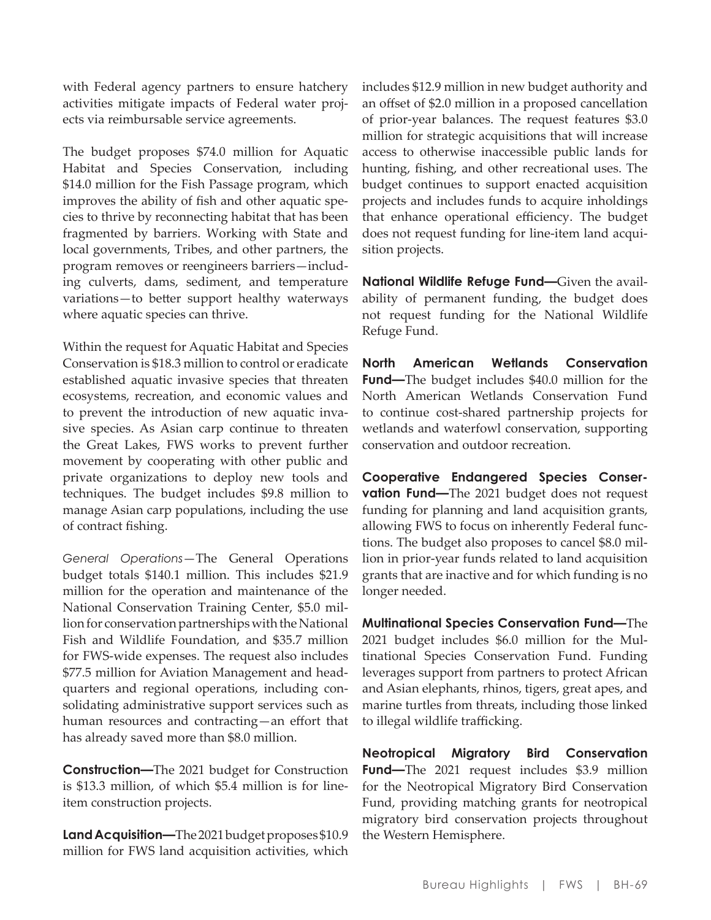with Federal agency partners to ensure hatchery activities mitigate impacts of Federal water projects via reimbursable service agreements.

The budget proposes $74.0 million for Aquatic Habitat and Species Conservation, including $14.0 million for the Fish Passage program, which improves the ability of fish and other aquatic species to thrive by reconnecting habitat that has been fragmented by barriers. Working with State and local governments, Tribes, and other partners, the program removes or reengineers barriers—including culverts, dams, sediment, and temperature variations—to better support healthy waterways where aquatic species can thrive.

Within the request for Aquatic Habitat and Species Conservation is $18.3 million to control or eradicate established aquatic invasive species that threaten ecosystems, recreation, and economic values and to prevent the introduction of new aquatic invasive species. As Asian carp continue to threaten the Great Lakes, FWS works to prevent further movement by cooperating with other public and private organizations to deploy new tools and techniques. The budget includes $9.8 million to manage Asian carp populations, including the use of contract fishing.

*General Operations*—The General Operations budget totals $140.1 million. This includes $21.9 million for the operation and maintenance of the National Conservation Training Center, $5.0 million for conservation partnerships with the National Fish and Wildlife Foundation, and $35.7 million for FWS-wide expenses. The request also includes $77.5 million for Aviation Management and headquarters and regional operations, including consolidating administrative support services such as human resources and contracting—an effort that has already saved more than $8.0 million.

**Construction—**The 2021 budget for Construction is $13.3 million, of which $5.4 million is for line-item construction projects.

**Land Acquisition—**The 2021 budget proposes $10.9 million for FWS land acquisition activities, which includes $12.9 million in new budget authority and an offset of $2.0 million in a proposed cancellation of prior-year balances. The request features $3.0 million for strategic acquisitions that will increase access to otherwise inaccessible public lands for hunting, fishing, and other recreational uses. The budget continues to support enacted acquisition projects and includes funds to acquire inholdings that enhance operational efficiency. The budget does not request funding for line-item land acquisition projects.

**National Wildlife Refuge Fund—**Given the availability of permanent funding, the budget does not request funding for the National Wildlife Refuge Fund.

**North American Wetlands Conservation Fund—**The budget includes $40.0 million for the North American Wetlands Conservation Fund to continue cost-shared partnership projects for wetlands and waterfowl conservation, supporting conservation and outdoor recreation.

**Cooperative Endangered Species Conservation Fund—**The 2021 budget does not request funding for planning and land acquisition grants, allowing FWS to focus on inherently Federal functions. The budget also proposes to cancel $8.0 million in prior-year funds related to land acquisition grants that are inactive and for which funding is no longer needed.

**Multinational Species Conservation Fund—**The 2021 budget includes $6.0 million for the Multinational Species Conservation Fund. Funding leverages support from partners to protect African and Asian elephants, rhinos, tigers, great apes, and marine turtles from threats, including those linked to illegal wildlife trafficking.

**Neotropical Migratory Bird Conservation Fund—**The 2021 request includes $3.9 million for the Neotropical Migratory Bird Conservation Fund, providing matching grants for neotropical migratory bird conservation projects throughout the Western Hemisphere.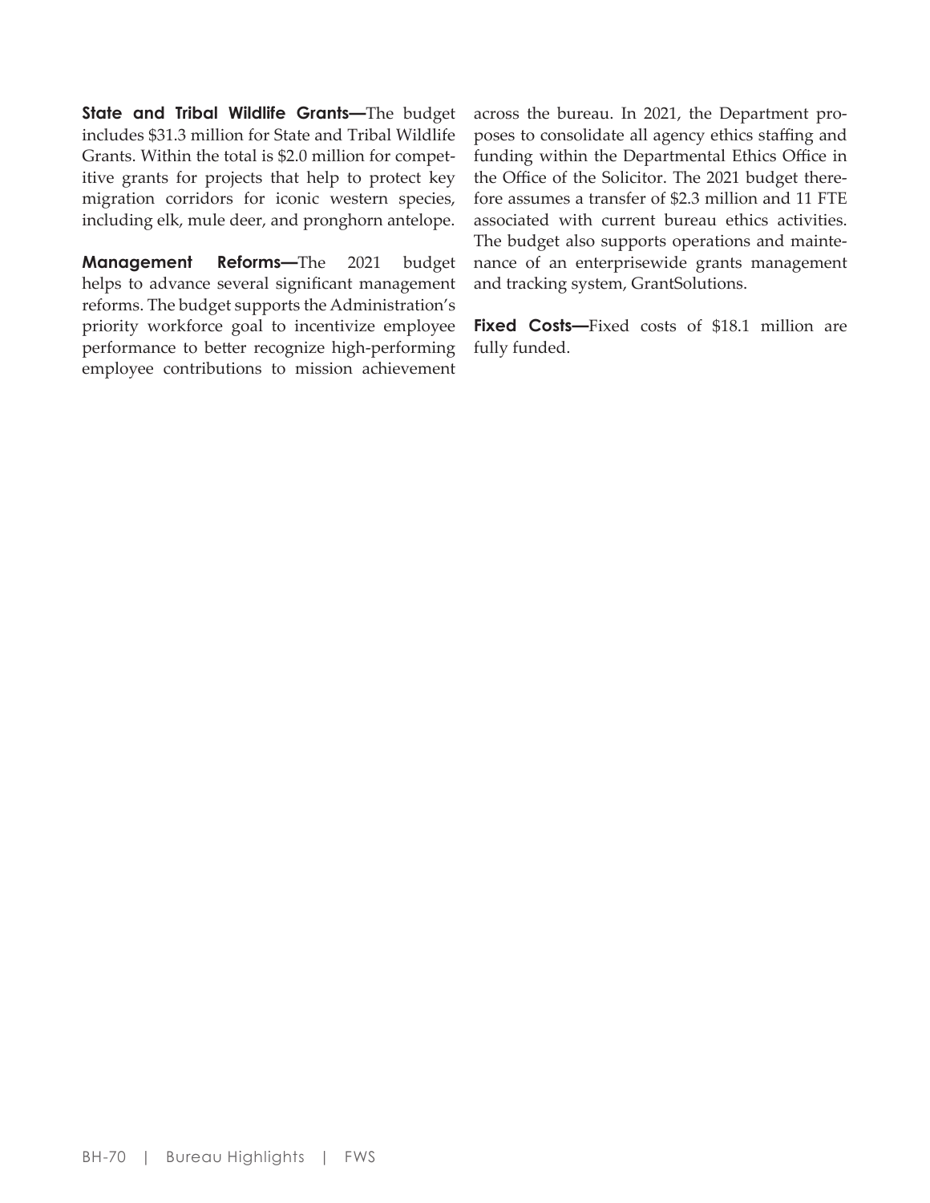**State and Tribal Wildlife Grants—**The budget includes $31.3 million for State and Tribal Wildlife Grants. Within the total is $2.0 million for competitive grants for projects that help to protect key migration corridors for iconic western species, including elk, mule deer, and pronghorn antelope.

**Management Reforms—**The 2021 budget helps to advance several significant management reforms. The budget supports the Administration's priority workforce goal to incentivize employee performance to better recognize high-performing employee contributions to mission achievement across the bureau. In 2021, the Department proposes to consolidate all agency ethics staffing and funding within the Departmental Ethics Office in the Office of the Solicitor. The 2021 budget therefore assumes a transfer of $2.3 million and 11 FTE associated with current bureau ethics activities. The budget also supports operations and maintenance of an enterprisewide grants management and tracking system, GrantSolutions.

**Fixed Costs—**Fixed costs of $18.1 million are fully funded.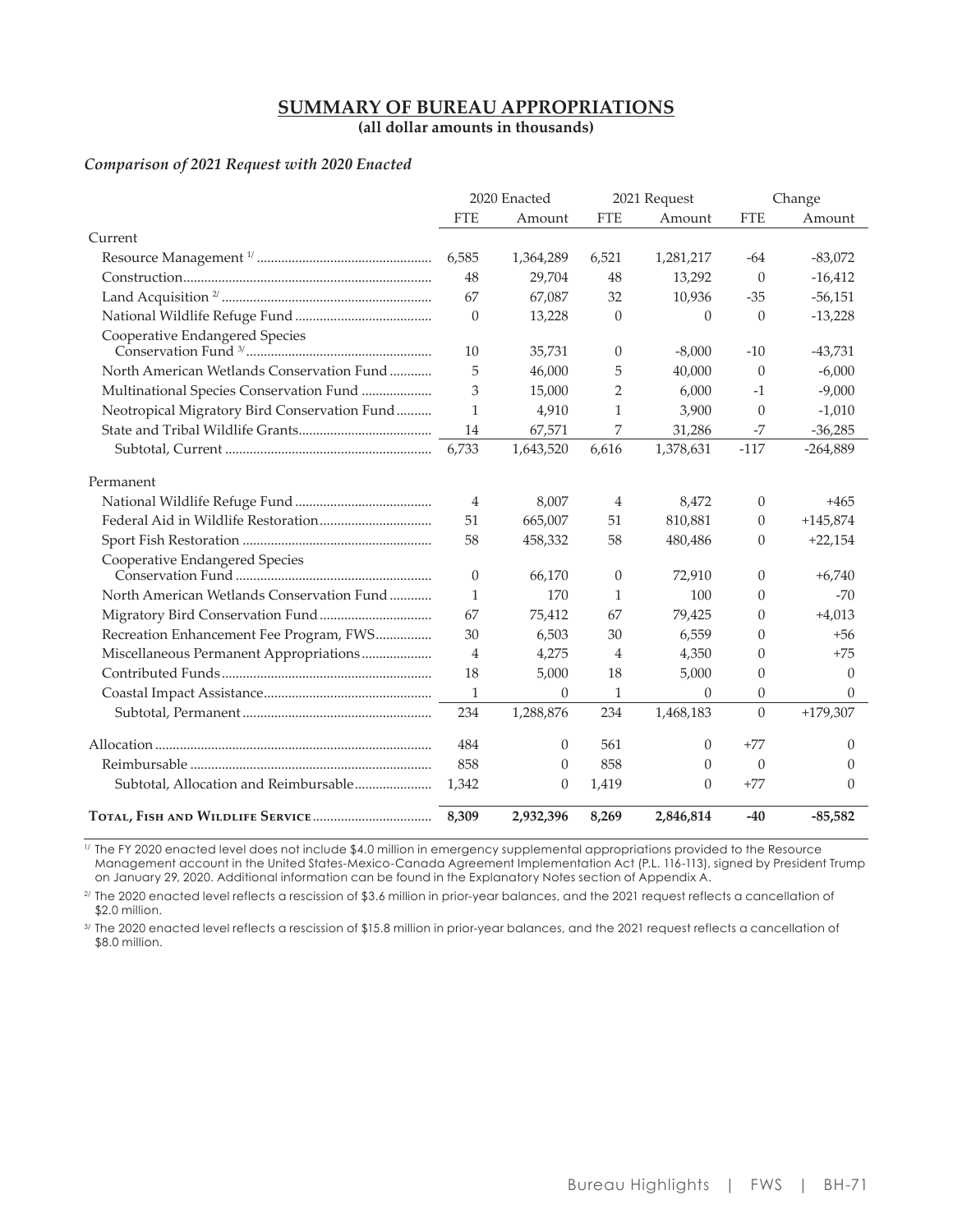## SUMMARY OF BUREAU APPROPRIATIONS

**(all dollar amounts in thousands)**

*Comparison of 2021 Request with 2020 Enacted*

| | 2020 Enacted | | 2021 Request | | Change | |
|---|---|---|---|---|---|---|
| | FTE | Amount | FTE | Amount | FTE | Amount |
| Current | | | | | | |
| Resource Management [1/] | 6,585 | 1,364,289 | 6,521 | 1,281,217 | -64 | -83,072 |
| Construction | 48 | 29,704 | 48 | 13,292 | 0 | -16,412 |
| Land Acquisition [2/] | 67 | 67,087 | 32 | 10,936 | -35 | -56,151 |
| National Wildlife Refuge Fund | 0 | 13,228 | 0 | 0 | 0 | -13,228 |
| Cooperative Endangered Species Conservation Fund [3/] | 10 | 35,731 | 0 | -8,000 | -10 | -43,731 |
| North American Wetlands Conservation Fund | 5 | 46,000 | 5 | 40,000 | 0 | -6,000 |
| Multinational Species Conservation Fund | 3 | 15,000 | 2 | 6,000 | -1 | -9,000 |
| Neotropical Migratory Bird Conservation Fund | 1 | 4,910 | 1 | 3,900 | 0 | -1,010 |
| State and Tribal Wildlife Grants | 14 | 67,571 | 7 | 31,286 | -7 | -36,285 |
| Subtotal, Current | 6,733 | 1,643,520 | 6,616 | 1,378,631 | -117 | -264,889 |
| Permanent | | | | | | |
| National Wildlife Refuge Fund | 4 | 8,007 | 4 | 8,472 | 0 | +465 |
| Federal Aid in Wildlife Restoration | 51 | 665,007 | 51 | 810,881 | 0 | +145,874 |
| Sport Fish Restoration | 58 | 458,332 | 58 | 480,486 | 0 | +22,154 |
| Cooperative Endangered Species Conservation Fund | 0 | 66,170 | 0 | 72,910 | 0 | +6,740 |
| North American Wetlands Conservation Fund | 1 | 170 | 1 | 100 | 0 | -70 |
| Migratory Bird Conservation Fund | 67 | 75,412 | 67 | 79,425 | 0 | +4,013 |
| Recreation Enhancement Fee Program, FWS | 30 | 6,503 | 30 | 6,559 | 0 | +56 |
| Miscellaneous Permanent Appropriations | 4 | 4,275 | 4 | 4,350 | 0 | +75 |
| Contributed Funds | 18 | 5,000 | 18 | 5,000 | 0 | 0 |
| Coastal Impact Assistance | 1 | 0 | 1 | 0 | 0 | 0 |
| Subtotal, Permanent | 234 | 1,288,876 | 234 | 1,468,183 | 0 | +179,307 |
| Allocation | 484 | 0 | 561 | 0 | +77 | 0 |
| Reimbursable | 858 | 0 | 858 | 0 | 0 | 0 |
| Subtotal, Allocation and Reimbursable | 1,342 | 0 | 1,419 | 0 | +77 | 0 |
| **Total, Fish and Wildlife Service** | **8,309** | **2,932,396** | **8,269** | **2,846,814** | **-40** | **-85,582** |

[1/] The FY 2020 enacted level does not include $4.0 million in emergency supplemental appropriations provided to the Resource Management account in the United States-Mexico-Canada Agreement Implementation Act (P.L. 116-113), signed by President Trump on January 29, 2020. Additional information can be found in the Explanatory Notes section of Appendix A.

[2/] The 2020 enacted level reflects a rescission of $3.6 million in prior-year balances, and the 2021 request reflects a cancellation of $2.0 million.

[3/] The 2020 enacted level reflects a rescission of $15.8 million in prior-year balances, and the 2021 request reflects a cancellation of $8.0 million.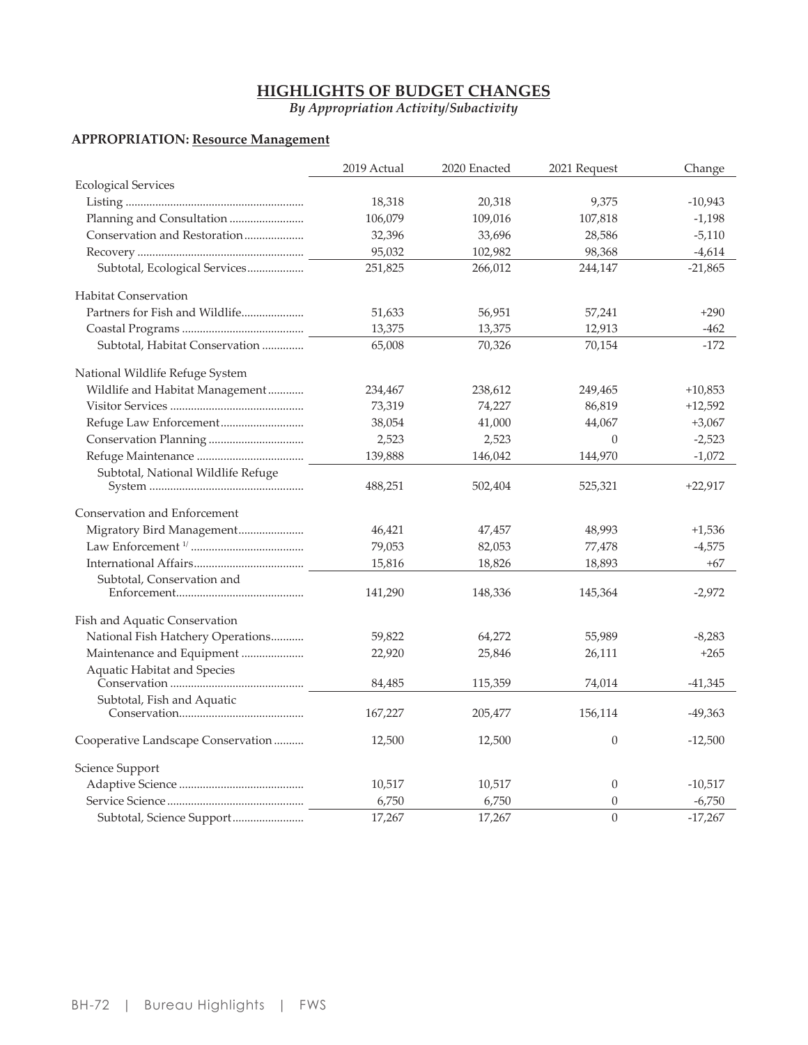## HIGHLIGHTS OF BUDGET CHANGES

*By Appropriation Activity/Subactivity*

**APPROPRIATION: Resource Management**

| | 2019 Actual | 2020 Enacted | 2021 Request | Change |
|---|---|---|---|---|
| Ecological Services | | | | |
| Listing | 18,318 | 20,318 | 9,375 | -10,943 |
| Planning and Consultation | 106,079 | 109,016 | 107,818 | -1,198 |
| Conservation and Restoration | 32,396 | 33,696 | 28,586 | -5,110 |
| Recovery | 95,032 | 102,982 | 98,368 | -4,614 |
| Subtotal, Ecological Services | 251,825 | 266,012 | 244,147 | -21,865 |
| Habitat Conservation | | | | |
| Partners for Fish and Wildlife | 51,633 | 56,951 | 57,241 | +290 |
| Coastal Programs | 13,375 | 13,375 | 12,913 | -462 |
| Subtotal, Habitat Conservation | 65,008 | 70,326 | 70,154 | -172 |
| National Wildlife Refuge System | | | | |
| Wildlife and Habitat Management | 234,467 | 238,612 | 249,465 | +10,853 |
| Visitor Services | 73,319 | 74,227 | 86,819 | +12,592 |
| Refuge Law Enforcement | 38,054 | 41,000 | 44,067 | +3,067 |
| Conservation Planning | 2,523 | 2,523 | 0 | -2,523 |
| Refuge Maintenance | 139,888 | 146,042 | 144,970 | -1,072 |
| Subtotal, National Wildlife Refuge System | 488,251 | 502,404 | 525,321 | +22,917 |
| Conservation and Enforcement | | | | |
| Migratory Bird Management | 46,421 | 47,457 | 48,993 | +1,536 |
| Law Enforcement [1/] | 79,053 | 82,053 | 77,478 | -4,575 |
| International Affairs | 15,816 | 18,826 | 18,893 | +67 |
| Subtotal, Conservation and Enforcement | 141,290 | 148,336 | 145,364 | -2,972 |
| Fish and Aquatic Conservation | | | | |
| National Fish Hatchery Operations | 59,822 | 64,272 | 55,989 | -8,283 |
| Maintenance and Equipment | 22,920 | 25,846 | 26,111 | +265 |
| Aquatic Habitat and Species Conservation | 84,485 | 115,359 | 74,014 | -41,345 |
| Subtotal, Fish and Aquatic Conservation | 167,227 | 205,477 | 156,114 | -49,363 |
| Cooperative Landscape Conservation | 12,500 | 12,500 | 0 | -12,500 |
| Science Support | | | | |
| Adaptive Science | 10,517 | 10,517 | 0 | -10,517 |
| Service Science | 6,750 | 6,750 | 0 | -6,750 |
| Subtotal, Science Support | 17,267 | 17,267 | 0 | -17,267 |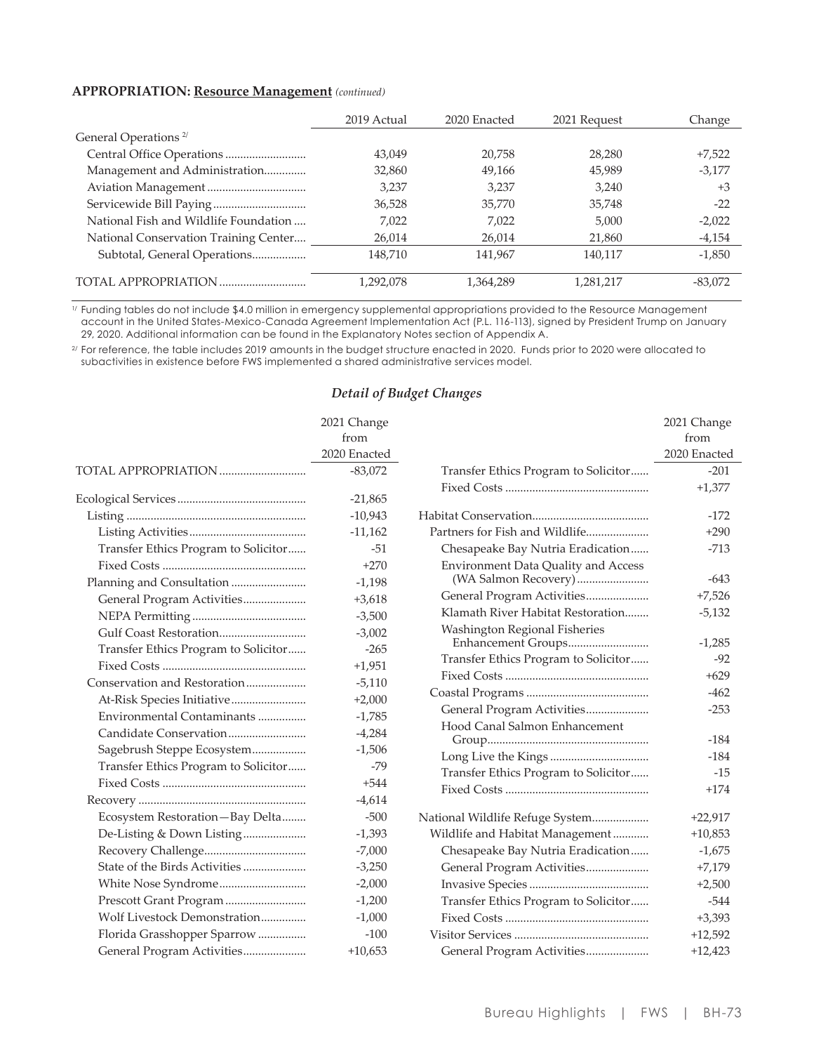**APPROPRIATION: Resource Management** *(continued)*

| | 2019 Actual | 2020 Enacted | 2021 Request | Change |
|---|---|---|---|---|
| General Operations [2/] | | | | |
| Central Office Operations | 43,049 | 20,758 | 28,280 | +7,522 |
| Management and Administration | 32,860 | 49,166 | 45,989 | -3,177 |
| Aviation Management | 3,237 | 3,237 | 3,240 | +3 |
| Servicewide Bill Paying | 36,528 | 35,770 | 35,748 | -22 |
| National Fish and Wildlife Foundation | 7,022 | 7,022 | 5,000 | -2,022 |
| National Conservation Training Center | 26,014 | 26,014 | 21,860 | -4,154 |
| Subtotal, General Operations | 148,710 | 141,967 | 140,117 | -1,850 |
| TOTAL APPROPRIATION | 1,292,078 | 1,364,289 | 1,281,217 | -83,072 |

[1/] Funding tables do not include $4.0 million in emergency supplemental appropriations provided to the Resource Management account in the United States-Mexico-Canada Agreement Implementation Act (P.L. 116-113), signed by President Trump on January 29, 2020. Additional information can be found in the Explanatory Notes section of Appendix A.

[2/] For reference, the table includes 2019 amounts in the budget structure enacted in 2020. Funds prior to 2020 were allocated to subactivities in existence before FWS implemented a shared administrative services model.

### *Detail of Budget Changes*

| | 2021 Change from 2020 Enacted |
|---|---|
| TOTAL APPROPRIATION | -83,072 |
| Ecological Services | -21,865 |
| Listing | -10,943 |
| Listing Activities | -11,162 |
| Transfer Ethics Program to Solicitor | -51 |
| Fixed Costs | +270 |
| Planning and Consultation | -1,198 |
| General Program Activities | +3,618 |
| NEPA Permitting | -3,500 |
| Gulf Coast Restoration | -3,002 |
| Transfer Ethics Program to Solicitor | -265 |
| Fixed Costs | +1,951 |
| Conservation and Restoration | -5,110 |
| At-Risk Species Initiative | +2,000 |
| Environmental Contaminants | -1,785 |
| Candidate Conservation | -4,284 |
| Sagebrush Steppe Ecosystem | -1,506 |
| Transfer Ethics Program to Solicitor | -79 |
| Fixed Costs | +544 |
| Recovery | -4,614 |
| Ecosystem Restoration—Bay Delta | -500 |
| De-Listing & Down Listing | -1,393 |
| Recovery Challenge | -7,000 |
| State of the Birds Activities | -3,250 |
| White Nose Syndrome | -2,000 |
| Prescott Grant Program | -1,200 |
| Wolf Livestock Demonstration | -1,000 |
| Florida Grasshopper Sparrow | -100 |
| General Program Activities | +10,653 |
| Transfer Ethics Program to Solicitor | -201 |
| Fixed Costs | +1,377 |
| Habitat Conservation | -172 |
| Partners for Fish and Wildlife | +290 |
| Chesapeake Bay Nutria Eradication | -713 |
| Environment Data Quality and Access (WA Salmon Recovery) | -643 |
| General Program Activities | +7,526 |
| Klamath River Habitat Restoration | -5,132 |
| Washington Regional Fisheries Enhancement Groups | -1,285 |
| Transfer Ethics Program to Solicitor | -92 |
| Fixed Costs | +629 |
| Coastal Programs | -462 |
| General Program Activities | -253 |
| Hood Canal Salmon Enhancement Group | -184 |
| Long Live the Kings | -184 |
| Transfer Ethics Program to Solicitor | -15 |
| Fixed Costs | +174 |
| National Wildlife Refuge System | +22,917 |
| Wildlife and Habitat Management | +10,853 |
| Chesapeake Bay Nutria Eradication | -1,675 |
| General Program Activities | +7,179 |
| Invasive Species | +2,500 |
| Transfer Ethics Program to Solicitor | -544 |
| Fixed Costs | +3,393 |
| Visitor Services | +12,592 |
| General Program Activities | +12,423 |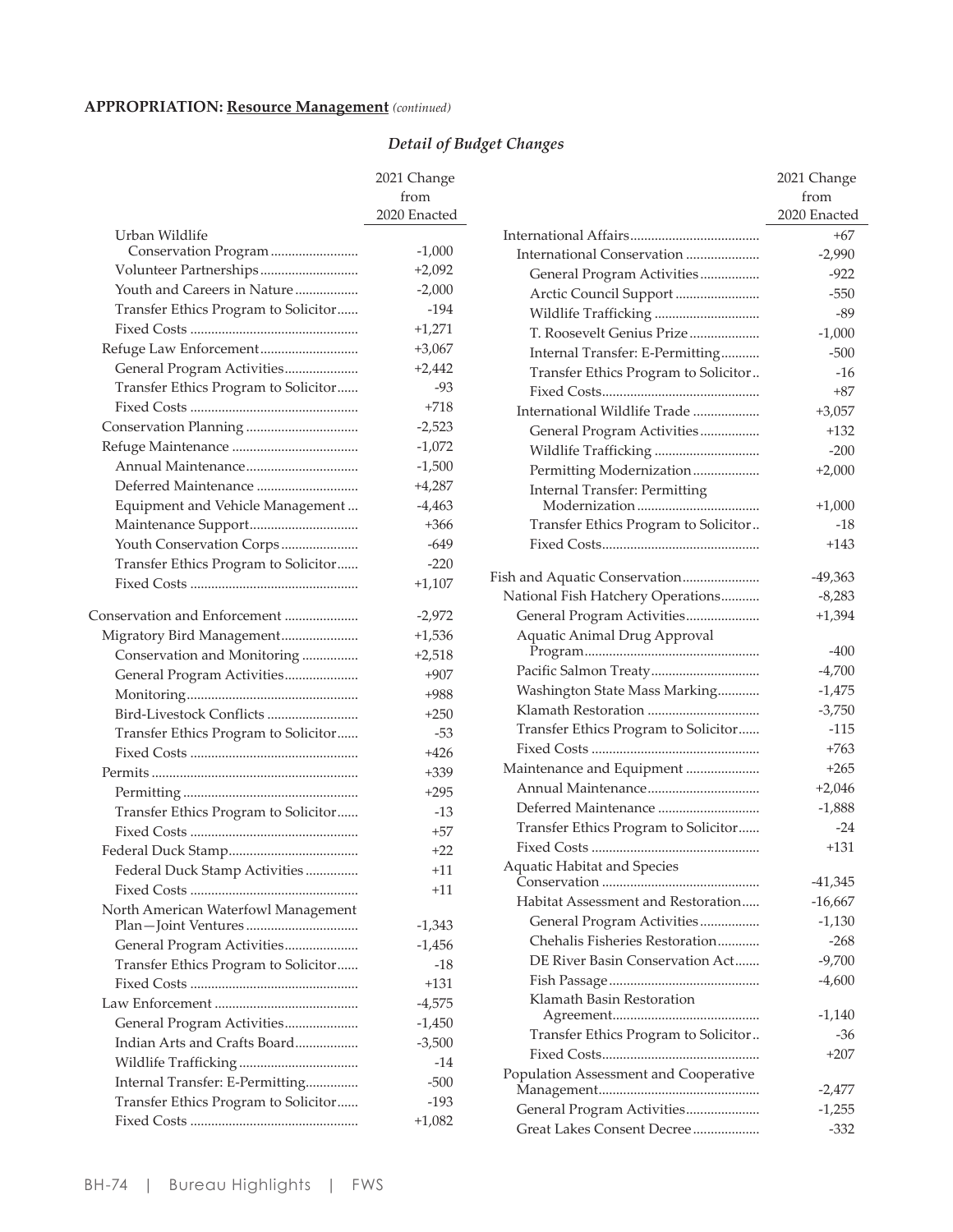**APPROPRIATION: Resource Management** *(continued)*

### *Detail of Budget Changes*

| | 2021 Change from 2020 Enacted |
|---|---|
| Urban Wildlife Conservation Program | -1,000 |
| Volunteer Partnerships | +2,092 |
| Youth and Careers in Nature | -2,000 |
| Transfer Ethics Program to Solicitor | -194 |
| Fixed Costs | +1,271 |
| Refuge Law Enforcement | +3,067 |
| General Program Activities | +2,442 |
| Transfer Ethics Program to Solicitor | -93 |
| Fixed Costs | +718 |
| Conservation Planning | -2,523 |
| Refuge Maintenance | -1,072 |
| Annual Maintenance | -1,500 |
| Deferred Maintenance | +4,287 |
| Equipment and Vehicle Management | -4,463 |
| Maintenance Support | +366 |
| Youth Conservation Corps | -649 |
| Transfer Ethics Program to Solicitor | -220 |
| Fixed Costs | +1,107 |
| Conservation and Enforcement | -2,972 |
| Migratory Bird Management | +1,536 |
| Conservation and Monitoring | +2,518 |
| General Program Activities | +907 |
| Monitoring | +988 |
| Bird-Livestock Conflicts | +250 |
| Transfer Ethics Program to Solicitor | -53 |
| Fixed Costs | +426 |
| Permits | +339 |
| Permitting | +295 |
| Transfer Ethics Program to Solicitor | -13 |
| Fixed Costs | +57 |
| Federal Duck Stamp | +22 |
| Federal Duck Stamp Activities | +11 |
| Fixed Costs | +11 |
| North American Waterfowl Management Plan—Joint Ventures | -1,343 |
| General Program Activities | -1,456 |
| Transfer Ethics Program to Solicitor | -18 |
| Fixed Costs | +131 |
| Law Enforcement | -4,575 |
| General Program Activities | -1,450 |
| Indian Arts and Crafts Board | -3,500 |
| Wildlife Trafficking | -14 |
| Internal Transfer: E-Permitting | -500 |
| Transfer Ethics Program to Solicitor | -193 |
| Fixed Costs | +1,082 |
| International Affairs | +67 |
| International Conservation | -2,990 |
| General Program Activities | -922 |
| Arctic Council Support | -550 |
| Wildlife Trafficking | -89 |
| T. Roosevelt Genius Prize | -1,000 |
| Internal Transfer: E-Permitting | -500 |
| Transfer Ethics Program to Solicitor | -16 |
| Fixed Costs | +87 |
| International Wildlife Trade | +3,057 |
| General Program Activities | +132 |
| Wildlife Trafficking | -200 |
| Permitting Modernization | +2,000 |
| Internal Transfer: Permitting Modernization | +1,000 |
| Transfer Ethics Program to Solicitor | -18 |
| Fixed Costs | +143 |
| Fish and Aquatic Conservation | -49,363 |
| National Fish Hatchery Operations | -8,283 |
| General Program Activities | +1,394 |
| Aquatic Animal Drug Approval Program | -400 |
| Pacific Salmon Treaty | -4,700 |
| Washington State Mass Marking | -1,475 |
| Klamath Restoration | -3,750 |
| Transfer Ethics Program to Solicitor | -115 |
| Fixed Costs | +763 |
| Maintenance and Equipment | +265 |
| Annual Maintenance | +2,046 |
| Deferred Maintenance | -1,888 |
| Transfer Ethics Program to Solicitor | -24 |
| Fixed Costs | +131 |
| Aquatic Habitat and Species Conservation | -41,345 |
| Habitat Assessment and Restoration | -16,667 |
| General Program Activities | -1,130 |
| Chehalis Fisheries Restoration | -268 |
| DE River Basin Conservation Act | -9,700 |
| Fish Passage | -4,600 |
| Klamath Basin Restoration Agreement | -1,140 |
| Transfer Ethics Program to Solicitor | -36 |
| Fixed Costs | +207 |
| Population Assessment and Cooperative Management | -2,477 |
| General Program Activities | -1,255 |
| Great Lakes Consent Decree | -332 |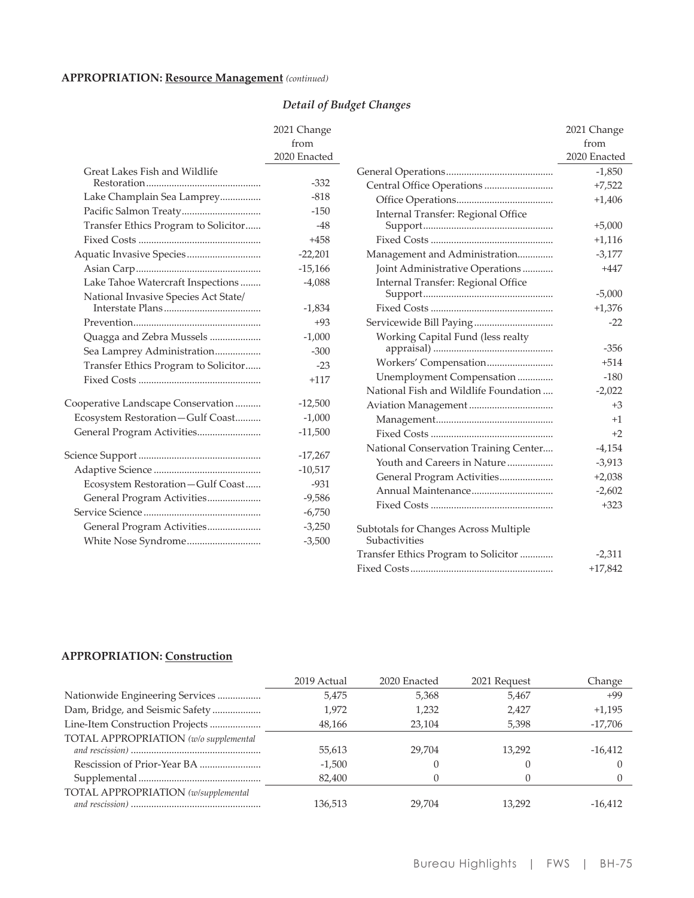**APPROPRIATION: Resource Management** *(continued)*

### *Detail of Budget Changes*

| | 2021 Change from 2020 Enacted |
|---|---|
| Great Lakes Fish and Wildlife Restoration | -332 |
| Lake Champlain Sea Lamprey | -818 |
| Pacific Salmon Treaty | -150 |
| Transfer Ethics Program to Solicitor | -48 |
| Fixed Costs | +458 |
| Aquatic Invasive Species | -22,201 |
| Asian Carp | -15,166 |
| Lake Tahoe Watercraft Inspections | -4,088 |
| National Invasive Species Act State/ Interstate Plans | -1,834 |
| Prevention | +93 |
| Quagga and Zebra Mussels | -1,000 |
| Sea Lamprey Administration | -300 |
| Transfer Ethics Program to Solicitor | -23 |
| Fixed Costs | +117 |
| Cooperative Landscape Conservation | -12,500 |
| Ecosystem Restoration—Gulf Coast | -1,000 |
| General Program Activities | -11,500 |
| Science Support | -17,267 |
| Adaptive Science | -10,517 |
| Ecosystem Restoration—Gulf Coast | -931 |
| General Program Activities | -9,586 |
| Service Science | -6,750 |
| General Program Activities | -3,250 |
| White Nose Syndrome | -3,500 |

| | 2021 Change from 2020 Enacted |
|---|---|
| General Operations | -1,850 |
| Central Office Operations | +7,522 |
| Office Operations | +1,406 |
| Internal Transfer: Regional Office Support | +5,000 |
| Fixed Costs | +1,116 |
| Management and Administration | -3,177 |
| Joint Administrative Operations | +447 |
| Internal Transfer: Regional Office Support | -5,000 |
| Fixed Costs | +1,376 |
| Servicewide Bill Paying | -22 |
| Working Capital Fund (less realty appraisal) | -356 |
| Workers' Compensation | +514 |
| Unemployment Compensation | -180 |
| National Fish and Wildlife Foundation | -2,022 |
| Aviation Management | +3 |
| Management | +1 |
| Fixed Costs | +2 |
| National Conservation Training Center | -4,154 |
| Youth and Careers in Nature | -3,913 |
| General Program Activities | +2,038 |
| Annual Maintenance | -2,602 |
| Fixed Costs | +323 |
| Subtotals for Changes Across Multiple Subactivities | |
| Transfer Ethics Program to Solicitor | -2,311 |
| Fixed Costs | +17,842 |

**APPROPRIATION: Construction**

| | 2019 Actual | 2020 Enacted | 2021 Request | Change |
|---|---|---|---|---|
| Nationwide Engineering Services | 5,475 | 5,368 | 5,467 | +99 |
| Dam, Bridge, and Seismic Safety | 1,972 | 1,232 | 2,427 | +1,195 |
| Line-Item Construction Projects | 48,166 | 23,104 | 5,398 | -17,706 |
| TOTAL APPROPRIATION *(w/o supplemental and rescission)* | 55,613 | 29,704 | 13,292 | -16,412 |
| Rescission of Prior-Year BA | -1,500 | 0 | 0 | 0 |
| Supplemental | 82,400 | 0 | 0 | 0 |
| TOTAL APPROPRIATION *(w/supplemental and rescission)* | 136,513 | 29,704 | 13,292 | -16,412 |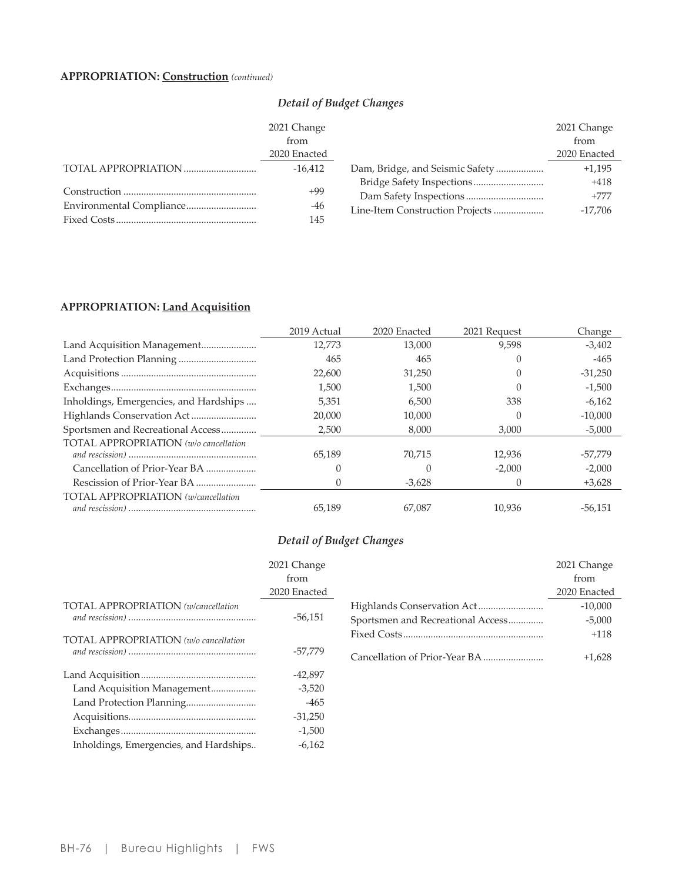**APPROPRIATION: Construction** *(continued)*

### *Detail of Budget Changes*

| | 2021 Change from 2020 Enacted |
|---|---|
| TOTAL APPROPRIATION | -16,412 |
| Construction | +99 |
| Environmental Compliance | -46 |
| Fixed Costs | 145 |
| Dam, Bridge, and Seismic Safety | +1,195 |
| Bridge Safety Inspections | +418 |
| Dam Safety Inspections | +777 |
| Line-Item Construction Projects | -17,706 |

**APPROPRIATION: Land Acquisition**

| | 2019 Actual | 2020 Enacted | 2021 Request | Change |
|---|---|---|---|---|
| Land Acquisition Management | 12,773 | 13,000 | 9,598 | -3,402 |
| Land Protection Planning | 465 | 465 | 0 | -465 |
| Acquisitions | 22,600 | 31,250 | 0 | -31,250 |
| Exchanges | 1,500 | 1,500 | 0 | -1,500 |
| Inholdings, Emergencies, and Hardships | 5,351 | 6,500 | 338 | -6,162 |
| Highlands Conservation Act | 20,000 | 10,000 | 0 | -10,000 |
| Sportsmen and Recreational Access | 2,500 | 8,000 | 3,000 | -5,000 |
| TOTAL APPROPRIATION *(w/o cancellation and rescission)* | 65,189 | 70,715 | 12,936 | -57,779 |
| Cancellation of Prior-Year BA | 0 | 0 | -2,000 | -2,000 |
| Rescission of Prior-Year BA | 0 | -3,628 | 0 | +3,628 |
| TOTAL APPROPRIATION *(w/cancellation and rescission)* | 65,189 | 67,087 | 10,936 | -56,151 |

### *Detail of Budget Changes*

| | 2021 Change from 2020 Enacted |
|---|---|
| TOTAL APPROPRIATION *(w/cancellation and rescission)* | -56,151 |
| TOTAL APPROPRIATION *(w/o cancellation and rescission)* | -57,779 |
| Land Acquisition | -42,897 |
| Land Acquisition Management | -3,520 |
| Land Protection Planning | -465 |
| Acquisitions | -31,250 |
| Exchanges | -1,500 |
| Inholdings, Emergencies, and Hardships | -6,162 |
| Highlands Conservation Act | -10,000 |
| Sportsmen and Recreational Access | -5,000 |
| Fixed Costs | +118 |
| Cancellation of Prior-Year BA | +1,628 |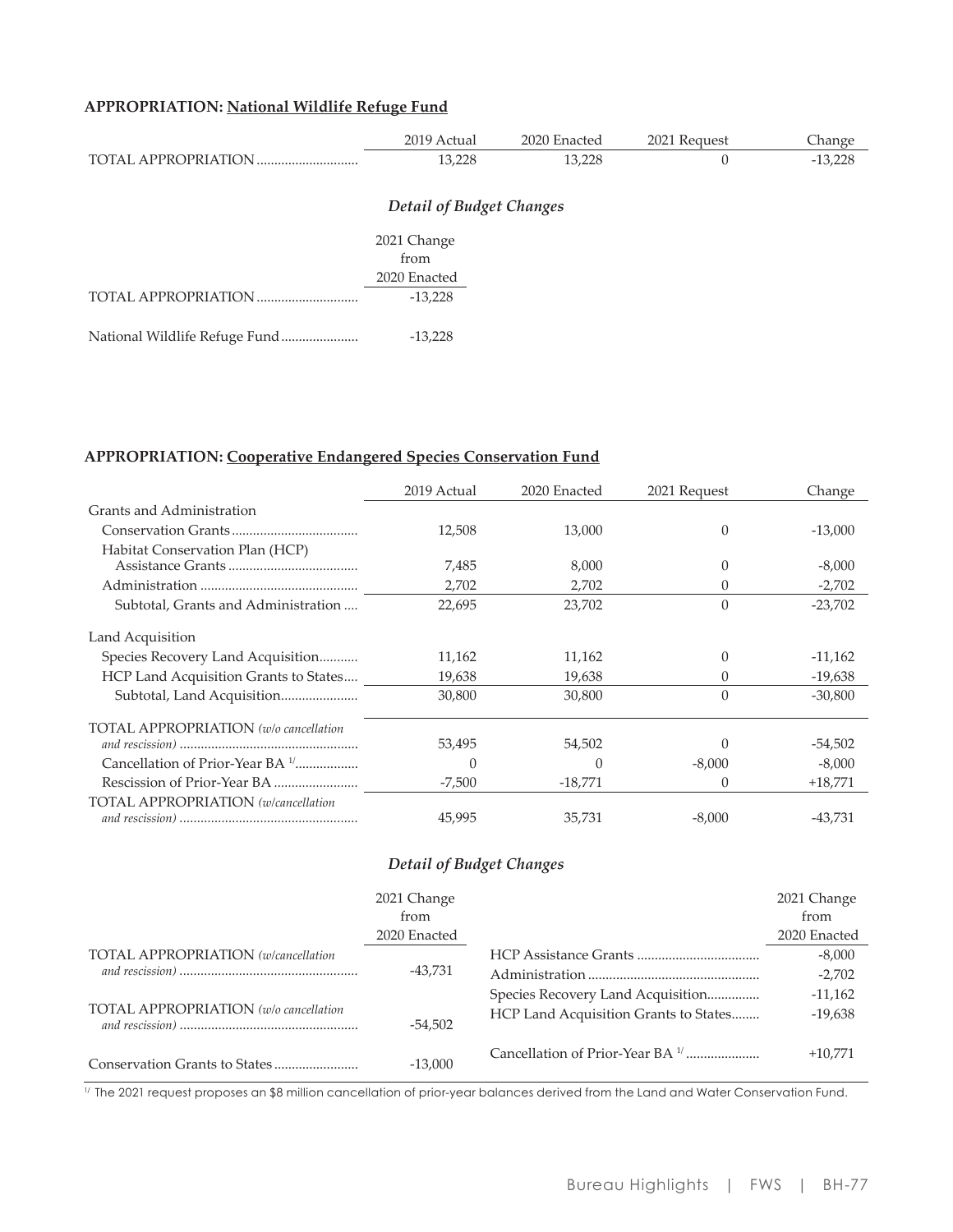**APPROPRIATION: National Wildlife Refuge Fund**

| | 2019 Actual | 2020 Enacted | 2021 Request | Change |
|---|---|---|---|---|
| TOTAL APPROPRIATION | 13,228 | 13,228 | 0 | -13,228 |

*Detail of Budget Changes*

| | 2021 Change from 2020 Enacted |
|---|---|
| TOTAL APPROPRIATION | -13,228 |
| National Wildlife Refuge Fund | -13,228 |

**APPROPRIATION: Cooperative Endangered Species Conservation Fund**

| | 2019 Actual | 2020 Enacted | 2021 Request | Change |
|---|---|---|---|---|
| Grants and Administration | | | | |
| Conservation Grants | 12,508 | 13,000 | 0 | -13,000 |
| Habitat Conservation Plan (HCP) Assistance Grants | 7,485 | 8,000 | 0 | -8,000 |
| Administration | 2,702 | 2,702 | 0 | -2,702 |
| Subtotal, Grants and Administration | 22,695 | 23,702 | 0 | -23,702 |
| Land Acquisition | | | | |
| Species Recovery Land Acquisition | 11,162 | 11,162 | 0 | -11,162 |
| HCP Land Acquisition Grants to States | 19,638 | 19,638 | 0 | -19,638 |
| Subtotal, Land Acquisition | 30,800 | 30,800 | 0 | -30,800 |
| TOTAL APPROPRIATION *(w/o cancellation and rescission)* | 53,495 | 54,502 | 0 | -54,502 |
| Cancellation of Prior-Year BA [1/] | 0 | 0 | -8,000 | -8,000 |
| Rescission of Prior-Year BA | -7,500 | -18,771 | 0 | +18,771 |
| TOTAL APPROPRIATION *(w/cancellation and rescission)* | 45,995 | 35,731 | -8,000 | -43,731 |

*Detail of Budget Changes*

| | 2021 Change from 2020 Enacted |
|---|---|
| TOTAL APPROPRIATION *(w/cancellation and rescission)* | -43,731 |
| TOTAL APPROPRIATION *(w/o cancellation and rescission)* | -54,502 |
| Conservation Grants to States | -13,000 |
| HCP Assistance Grants | -8,000 |
| Administration | -2,702 |
| Species Recovery Land Acquisition | -11,162 |
| HCP Land Acquisition Grants to States | -19,638 |
| Cancellation of Prior-Year BA [1/] | +10,771 |

[1/] The 2021 request proposes an $8 million cancellation of prior-year balances derived from the Land and Water Conservation Fund.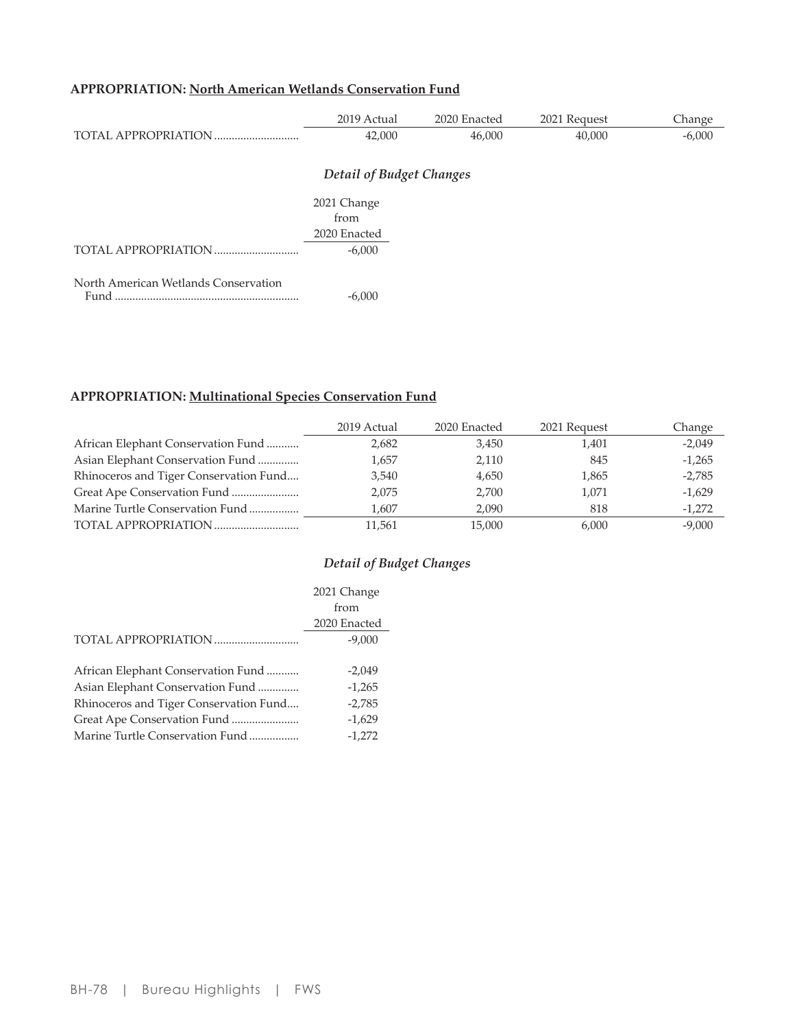**APPROPRIATION: North American Wetlands Conservation Fund**

| | 2019 Actual | 2020 Enacted | 2021 Request | Change |
|---|---|---|---|---|
| TOTAL APPROPRIATION | 42,000 | 46,000 | 40,000 | -6,000 |

### *Detail of Budget Changes*

| | 2021 Change from 2020 Enacted |
|---|---|
| TOTAL APPROPRIATION | -6,000 |
| North American Wetlands Conservation Fund | -6,000 |

**APPROPRIATION: Multinational Species Conservation Fund**

| | 2019 Actual | 2020 Enacted | 2021 Request | Change |
|---|---|---|---|---|
| African Elephant Conservation Fund | 2,682 | 3,450 | 1,401 | -2,049 |
| Asian Elephant Conservation Fund | 1,657 | 2,110 | 845 | -1,265 |
| Rhinoceros and Tiger Conservation Fund | 3,540 | 4,650 | 1,865 | -2,785 |
| Great Ape Conservation Fund | 2,075 | 2,700 | 1,071 | -1,629 |
| Marine Turtle Conservation Fund | 1,607 | 2,090 | 818 | -1,272 |
| TOTAL APPROPRIATION | 11,561 | 15,000 | 6,000 | -9,000 |

### *Detail of Budget Changes*

| | 2021 Change from 2020 Enacted |
|---|---|
| TOTAL APPROPRIATION | -9,000 |
| African Elephant Conservation Fund | -2,049 |
| Asian Elephant Conservation Fund | -1,265 |
| Rhinoceros and Tiger Conservation Fund | -2,785 |
| Great Ape Conservation Fund | -1,629 |
| Marine Turtle Conservation Fund | -1,272 |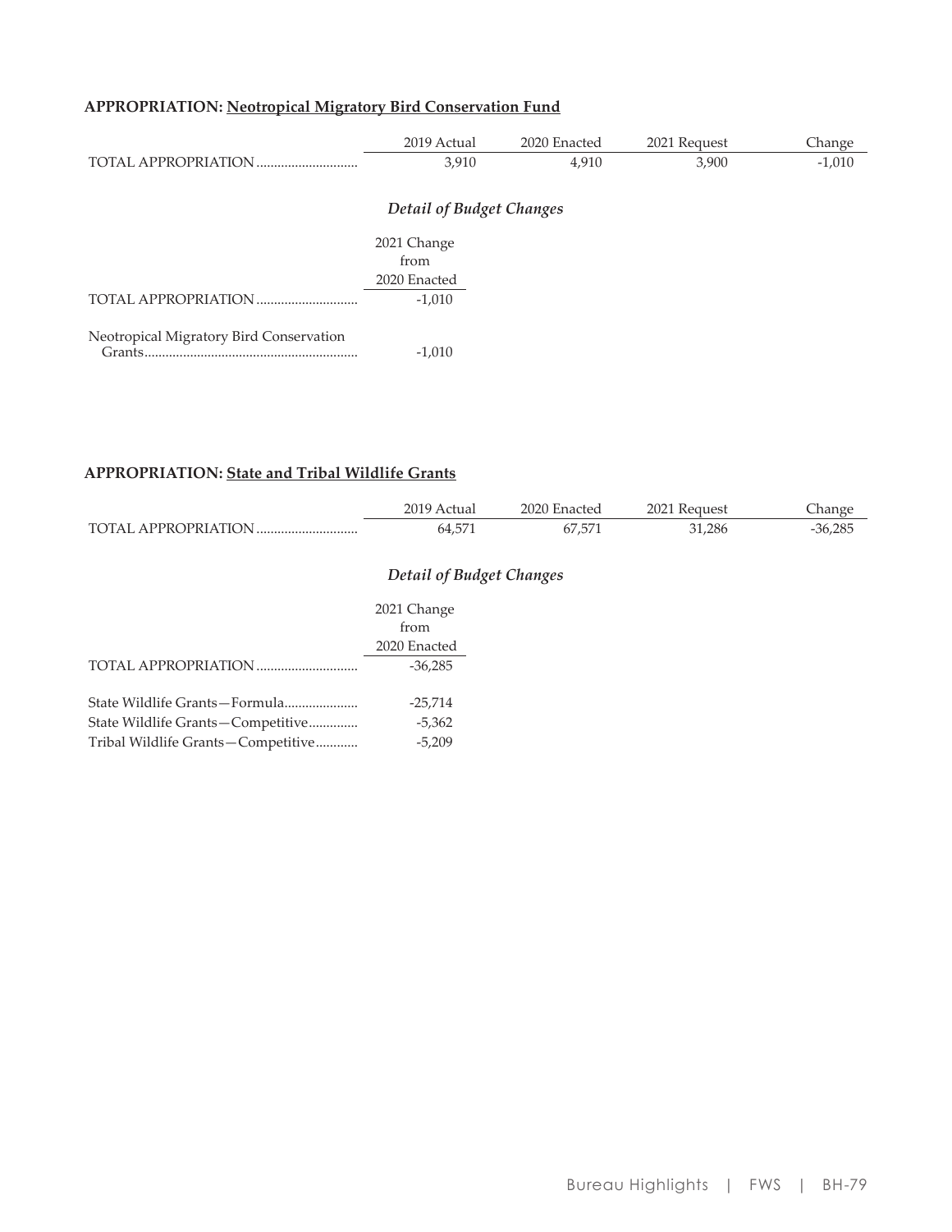**APPROPRIATION: Neotropical Migratory Bird Conservation Fund**

| | 2019 Actual | 2020 Enacted | 2021 Request | Change |
|---|---|---|---|---|
| TOTAL APPROPRIATION | 3,910 | 4,910 | 3,900 | -1,010 |

### *Detail of Budget Changes*

| | 2021 Change from 2020 Enacted |
|---|---|
| TOTAL APPROPRIATION | -1,010 |
| Neotropical Migratory Bird Conservation Grants | -1,010 |

**APPROPRIATION: State and Tribal Wildlife Grants**

| | 2019 Actual | 2020 Enacted | 2021 Request | Change |
|---|---|---|---|---|
| TOTAL APPROPRIATION | 64,571 | 67,571 | 31,286 | -36,285 |

### *Detail of Budget Changes*

| | 2021 Change from 2020 Enacted |
|---|---|
| TOTAL APPROPRIATION | -36,285 |
| State Wildlife Grants—Formula | -25,714 |
| State Wildlife Grants—Competitive | -5,362 |
| Tribal Wildlife Grants—Competitive | -5,209 |